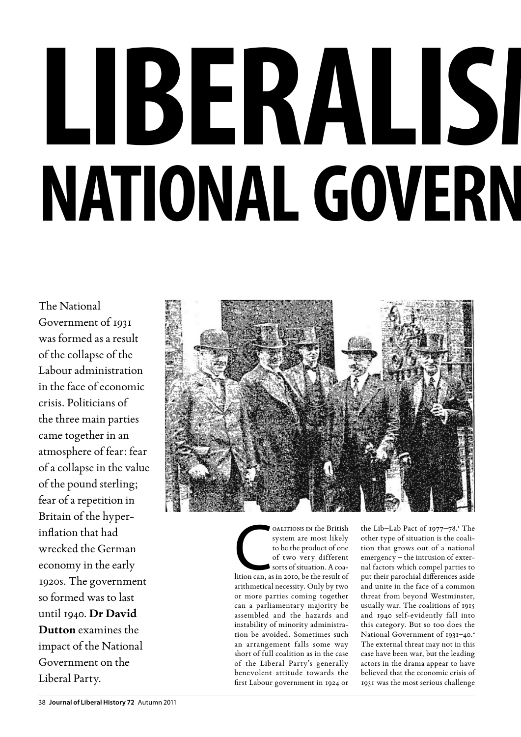# LIBERALISM AND THE NATIONAL GOVERNMENT

The National Government of 1931 was formed as a result of the collapse of the Labour administration in the face of economic crisis. Politicians of the three main parties came together in an atmosphere of fear: fear of a collapse in the value of the pound sterling; fear of a repetition in Britain of the hyper-inflation that had wrecked the German economy in the early 1920s. The government so formed was to last until 1940. **Dr David Dutton** examines the impact of the National Government on the Liberal Party.

Coalitions in the British system are most likely to be the product of one of two very different sorts of situation. A coalition can, as in 2010, be the result of arithmetical necessity. Only by two or more parties coming together can a parliamentary majority be assembled and the hazards and instability of minority administration be avoided. Sometimes such an arrangement falls some way short of full coalition as in the case of the Liberal Party's generally benevolent attitude towards the first Labour government in 1924 or the Lib–Lab Pact of 1977–78.[1] The other type of situation is the coalition that grows out of a national emergency – the intrusion of external factors which compel parties to put their parochial differences aside and unite in the face of a common threat from beyond Westminster, usually war. The coalitions of 1915 and 1940 self-evidently fall into this category. But so too does the National Government of 1931–40.[2] The external threat may not in this case have been war, but the leading actors in the drama appear to have believed that the economic crisis of 1931 was the most serious challenge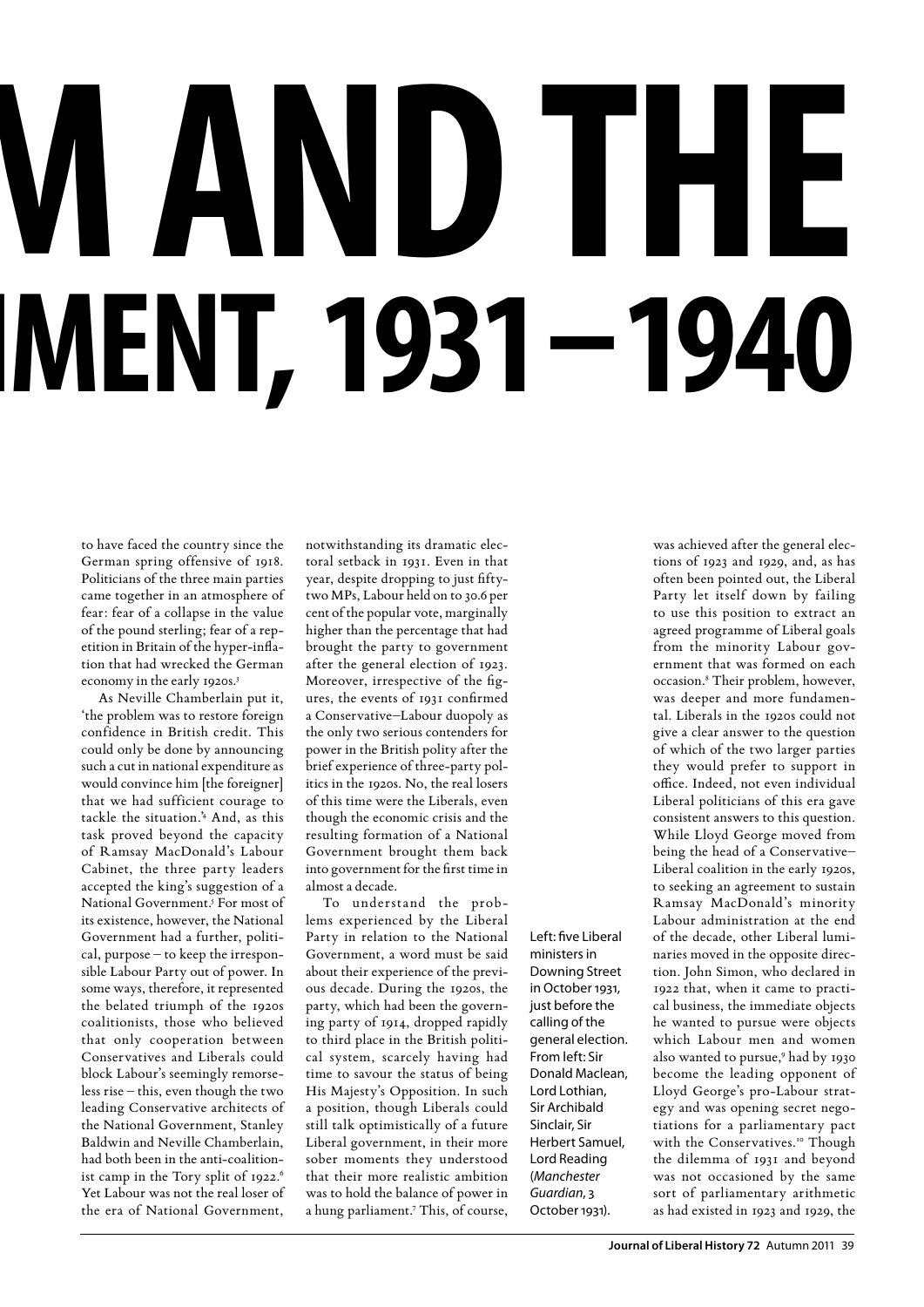# M AND THE
# IMENT, 1931–1940

to have faced the country since the German spring offensive of 1918. Politicians of the three main parties came together in an atmosphere of fear: fear of a collapse in the value of the pound sterling; fear of a repetition in Britain of the hyper-inflation that had wrecked the German economy in the early 1920s.[3]

As Neville Chamberlain put it, 'the problem was to restore foreign confidence in British credit. This could only be done by announcing such a cut in national expenditure as would convince him [the foreigner] that we had sufficient courage to tackle the situation.'[4] And, as this task proved beyond the capacity of Ramsay MacDonald's Labour Cabinet, the three party leaders accepted the king's suggestion of a National Government.[5] For most of its existence, however, the National Government had a further, political, purpose – to keep the irresponsible Labour Party out of power. In some ways, therefore, it represented the belated triumph of the 1920s coalitionists, those who believed that only cooperation between Conservatives and Liberals could block Labour's seemingly remorseless rise – this, even though the two leading Conservative architects of the National Government, Stanley Baldwin and Neville Chamberlain, had both been in the anti-coalitionist camp in the Tory split of 1922.[6] Yet Labour was not the real loser of the era of National Government, notwithstanding its dramatic electoral setback in 1931. Even in that year, despite dropping to just fifty-two MPs, Labour held on to 30.6 per cent of the popular vote, marginally higher than the percentage that had brought the party to government after the general election of 1923. Moreover, irrespective of the figures, the events of 1931 confirmed a Conservative–Labour duopoly as the only two serious contenders for power in the British polity after the brief experience of three-party politics in the 1920s. No, the real losers of this time were the Liberals, even though the economic crisis and the resulting formation of a National Government brought them back into government for the first time in almost a decade.

To understand the problems experienced by the Liberal Party in relation to the National Government, a word must be said about their experience of the previous decade. During the 1920s, the party, which had been the governing party of 1914, dropped rapidly to third place in the British political system, scarcely having had time to savour the status of being His Majesty's Opposition. In such a position, though Liberals could still talk optimistically of a future Liberal government, in their more sober moments they understood that their more realistic ambition was to hold the balance of power in a hung parliament.[7] This, of course, was achieved after the general elections of 1923 and 1929, and, as has often been pointed out, the Liberal Party let itself down by failing to use this position to extract an agreed programme of Liberal goals from the minority Labour government that was formed on each occasion.[8] Their problem, however, was deeper and more fundamental. Liberals in the 1920s could not give a clear answer to the question of which of the two larger parties they would prefer to support in office. Indeed, not even individual Liberal politicians of this era gave consistent answers to this question. While Lloyd George moved from being the head of a Conservative–Liberal coalition in the early 1920s, to seeking an agreement to sustain Ramsay MacDonald's minority Labour administration at the end of the decade, other Liberal luminaries moved in the opposite direction. John Simon, who declared in 1922 that, when it came to practical business, the immediate objects he wanted to pursue were objects which Labour men and women also wanted to pursue,[9] had by 1930 become the leading opponent of Lloyd George's pro-Labour strategy and was opening secret negotiations for a parliamentary pact with the Conservatives.[10] Though the dilemma of 1931 and beyond was not occasioned by the same sort of parliamentary arithmetic as had existed in 1923 and 1929, the

Left: five Liberal ministers in Downing Street in October 1931, just before the calling of the general election. From left: Sir Donald Maclean, Lord Lothian, Sir Archibald Sinclair, Sir Herbert Samuel, Lord Reading (*Manchester Guardian*, 3 October 1931).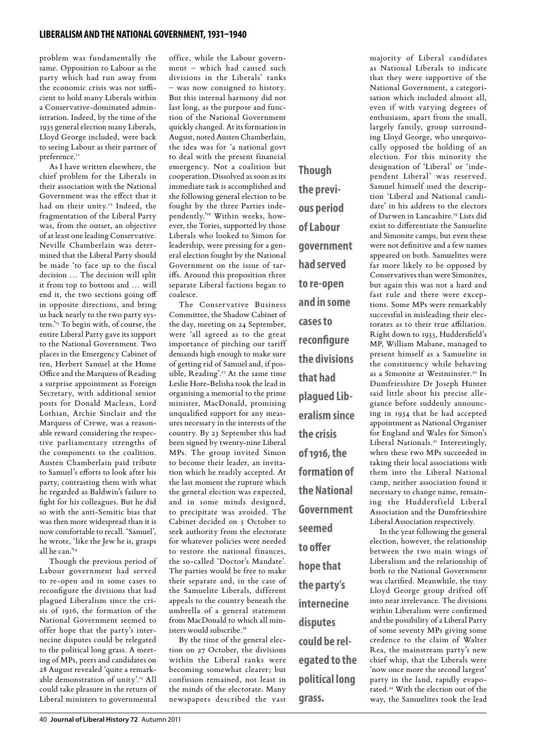problem was fundamentally the same. Opposition to Labour as the party which had run away from the economic crisis was not sufficient to hold many Liberals within a Conservative-dominated administration. Indeed, by the time of the 1935 general election many Liberals, Lloyd George included, were back to seeing Labour as their partner of preference.[11]

As I have written elsewhere, the chief problem for the Liberals in their association with the National Government was the effect that it had on their unity.[12] Indeed, the fragmentation of the Liberal Party was, from the outset, an objective of at least one leading Conservative. Neville Chamberlain was determined that the Liberal Party should be made 'to face up to the fiscal decision … The decision will split it from top to bottom and … will end it, the two sections going off in opposite directions, and bring us back nearly to the two party system.'[13] To begin with, of course, the entire Liberal Party gave its support to the National Government. Two places in the Emergency Cabinet of ten, Herbert Samuel at the Home Office and the Marquess of Reading a surprise appointment as Foreign Secretary, with additional senior posts for Donald Maclean, Lord Lothian, Archie Sinclair and the Marquess of Crewe, was a reasonable reward considering the respective parliamentary strengths of the components to the coalition. Austen Chamberlain paid tribute to Samuel's efforts to look after his party, contrasting them with what he regarded as Baldwin's failure to fight for his colleagues. But he did so with the anti-Semitic bias that was then more widespread than it is now comfortable to recall. 'Samuel', he wrote, 'like the Jew he is, grasps all he can.'[14]

Though the previous period of Labour government had served to re-open and in some cases to reconfigure the divisions that had plagued Liberalism since the crisis of 1916, the formation of the National Government seemed to offer hope that the party's internecine disputes could be relegated to the political long grass. A meeting of MPs, peers and candidates on 28 August revealed 'quite a remarkable demonstration of unity'.[15] All could take pleasure in the return of Liberal ministers to governmental office, while the Labour government – which had caused such divisions in the Liberals' ranks – was now consigned to history. But this internal harmony did not last long, as the purpose and function of the National Government quickly changed. At its formation in August, noted Austen Chamberlain, the idea was for 'a national govt to deal with the present financial emergency. Not a coalition but cooperation. Dissolved as soon as its immediate task is accomplished and the following general election to be fought by the three Parties independently.'[16] Within weeks, however, the Tories, supported by those Liberals who looked to Simon for leadership, were pressing for a general election fought by the National Government on the issue of tariffs. Around this proposition three separate Liberal factions began to coalesce.

The Conservative Business Committee, the Shadow Cabinet of the day, meeting on 24 September, were 'all agreed as to the great importance of pitching our tariff demands high enough to make sure of getting rid of Samuel and, if possible, Reading'.[17] At the same time Leslie Hore-Belisha took the lead in organising a memorial to the prime minister, MacDonald, promising unqualified support for any measures necessary in the interests of the country. By 23 September this had been signed by twenty-nine Liberal MPs. The group invited Simon to become their leader, an invitation which he readily accepted. At the last moment the rupture which the general election was expected, and in some minds designed, to precipitate was avoided. The Cabinet decided on 5 October to seek authority from the electorate for whatever policies were needed to restore the national finances, the so-called 'Doctor's Mandate'. The parties would be free to make their separate and, in the case of the Samuelite Liberals, different appeals to the country beneath the umbrella of a general statement from MacDonald to which all ministers would subscribe.[18]

By the time of the general election on 27 October, the divisions within the Liberal ranks were becoming somewhat clearer; but confusion remained, not least in the minds of the electorate. Many newspapers described the vast majority of Liberal candidates as National Liberals to indicate that they were supportive of the National Government, a categorisation which included almost all, even if with varying degrees of enthusiasm, apart from the small, largely family, group surrounding Lloyd George, who unequivocally opposed the holding of an election. For this minority the designation of 'Liberal' or 'independent Liberal' was reserved. Samuel himself used the description 'Liberal and National candidate' in his address to the electors of Darwen in Lancashire.[19] Lists did exist to differentiate the Samuelite and Simonite camps, but even these were not definitive and a few names appeared on both. Samuelites were far more likely to be opposed by Conservatives than were Simonites, but again this was not a hard and fast rule and there were exceptions. Some MPs were remarkably successful in misleading their electorates as to their true affiliation. Right down to 1935, Huddersfield's MP, William Mabane, managed to present himself as a Samuelite in the constituency while behaving as a Simonite at Westminster.[20] In Dumfriesshire Dr Joseph Hunter said little about his precise allegiance before suddenly announcing in 1934 that he had accepted appointment as National Organiser for England and Wales for Simon's Liberal Nationals.[21] Interestingly, when these two MPs succeeded in taking their local associations with them into the Liberal National camp, neither association found it necessary to change name, remaining the Huddersfield Liberal Association and the Dumfriesshire Liberal Association respectively.

In the year following the general election, however, the relationship between the two main wings of Liberalism and the relationship of both to the National Government was clarified. Meanwhile, the tiny Lloyd George group drifted off into near irrelevance. The divisions within Liberalism were confirmed and the possibility of a Liberal Party of some seventy MPs giving some credence to the claim of Walter Rea, the mainstream party's new chief whip, that the Liberals were 'now once more the second largest' party in the land, rapidly evaporated.[22] With the election out of the way, the Samuelites took the lead

**Though the previous period of Labour government had served to re-open and in some cases to reconfigure the divisions that had plagued Liberalism since the crisis of 1916, the formation of the National Government seemed to offer hope that the party's internecine disputes could be relegated to the political long grass.**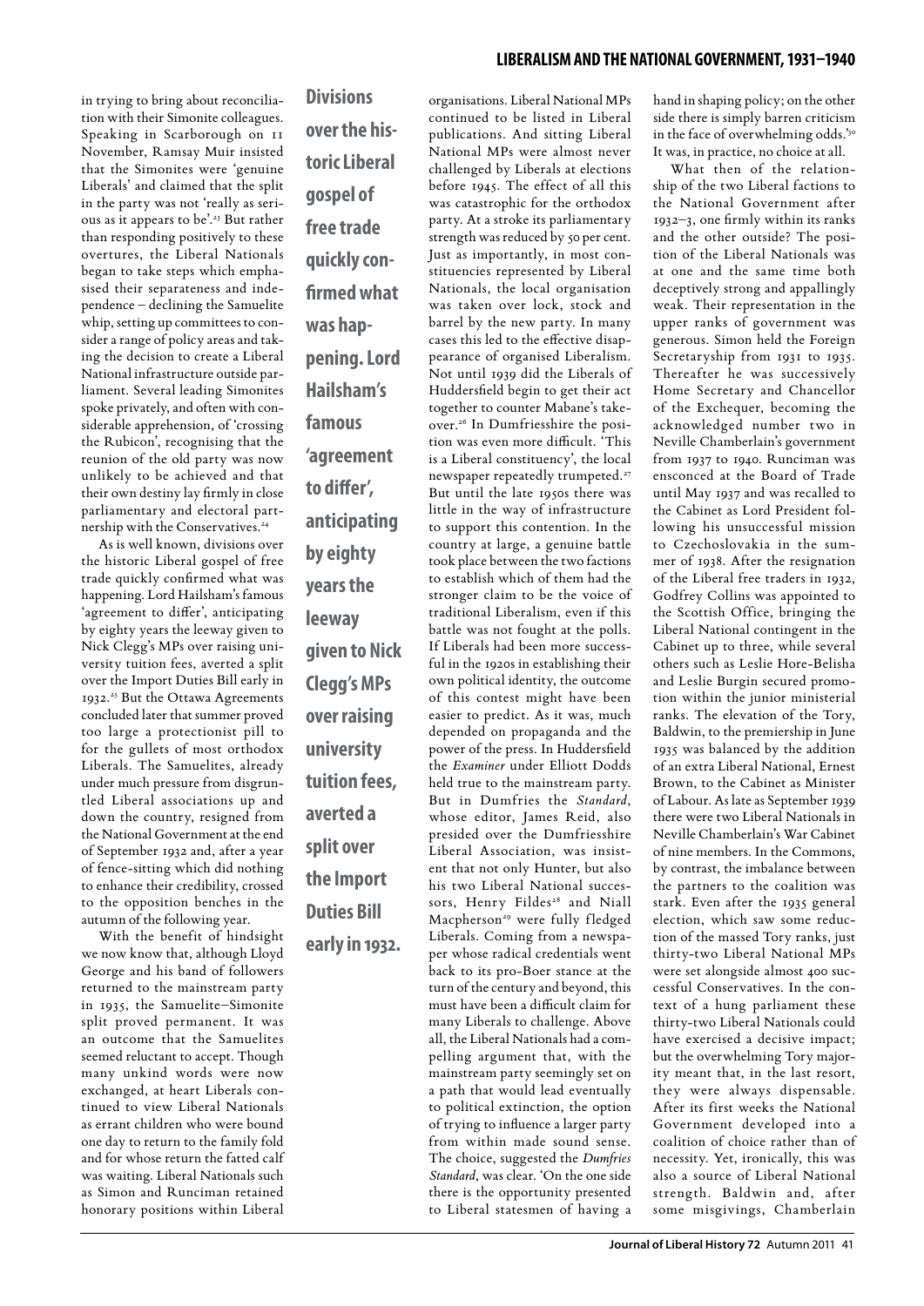in trying to bring about reconciliation with their Simonite colleagues. Speaking in Scarborough on 11 November, Ramsay Muir insisted that the Simonites were 'genuine Liberals' and claimed that the split in the party was not 'really as serious as it appears to be'.[23] But rather than responding positively to these overtures, the Liberal Nationals began to take steps which emphasised their separateness and independence – declining the Samuelite whip, setting up committees to consider a range of policy areas and taking the decision to create a Liberal National infrastructure outside parliament. Several leading Simonites spoke privately, and often with considerable apprehension, of 'crossing the Rubicon', recognising that the reunion of the old party was now unlikely to be achieved and that their own destiny lay firmly in close parliamentary and electoral partnership with the Conservatives.[24]

As is well known, divisions over the historic Liberal gospel of free trade quickly confirmed what was happening. Lord Hailsham's famous 'agreement to differ', anticipating by eighty years the leeway given to Nick Clegg's MPs over raising university tuition fees, averted a split over the Import Duties Bill early in 1932.[25] But the Ottawa Agreements concluded later that summer proved too large a protectionist pill to for the gullets of most orthodox Liberals. The Samuelites, already under much pressure from disgruntled Liberal associations up and down the country, resigned from the National Government at the end of September 1932 and, after a year of fence-sitting which did nothing to enhance their credibility, crossed to the opposition benches in the autumn of the following year.

With the benefit of hindsight we now know that, although Lloyd George and his band of followers returned to the mainstream party in 1935, the Samuelite–Simonite split proved permanent. It was an outcome that the Samuelites seemed reluctant to accept. Though many unkind words were now exchanged, at heart Liberals continued to view Liberal Nationals as errant children who were bound one day to return to the family fold and for whose return the fatted calf was waiting. Liberal Nationals such as Simon and Runciman retained honorary positions within Liberal organisations. Liberal National MPs continued to be listed in Liberal publications. And sitting Liberal National MPs were almost never challenged by Liberals at elections before 1945. The effect of all this was catastrophic for the orthodox party. At a stroke its parliamentary strength was reduced by 50 per cent. Just as importantly, in most constituencies represented by Liberal Nationals, the local organisation was taken over lock, stock and barrel by the new party. In many cases this led to the effective disappearance of organised Liberalism. Not until 1939 did the Liberals of Huddersfield begin to get their act together to counter Mabane's takeover.[26] In Dumfriesshire the position was even more difficult. 'This is a Liberal constituency', the local newspaper repeatedly trumpeted.[27] But until the late 1950s there was little in the way of infrastructure to support this contention. In the country at large, a genuine battle took place between the two factions to establish which of them had the stronger claim to be the voice of traditional Liberalism, even if this battle was not fought at the polls. If Liberals had been more successful in the 1920s in establishing their own political identity, the outcome of this contest might have been easier to predict. As it was, much depended on propaganda and the power of the press. In Huddersfield the *Examiner* under Elliott Dodds held true to the mainstream party. But in Dumfries the *Standard*, whose editor, James Reid, also presided over the Dumfriesshire Liberal Association, was insistent that not only Hunter, but also his two Liberal National successors, Henry Fildes[28] and Niall Macpherson[29] were fully fledged Liberals. Coming from a newspaper whose radical credentials went back to its pro-Boer stance at the turn of the century and beyond, this must have been a difficult claim for many Liberals to challenge. Above all, the Liberal Nationals had a compelling argument that, with the mainstream party seemingly set on a path that would lead eventually to political extinction, the option of trying to influence a larger party from within made sound sense. The choice, suggested the *Dumfries Standard*, was clear. 'On the one side there is the opportunity presented to Liberal statesmen of having a hand in shaping policy; on the other side there is simply barren criticism in the face of overwhelming odds.'[30] It was, in practice, no choice at all.

What then of the relationship of the two Liberal factions to the National Government after 1932–3, one firmly within its ranks and the other outside? The position of the Liberal Nationals was at one and the same time both deceptively strong and appallingly weak. Their representation in the upper ranks of government was generous. Simon held the Foreign Secretaryship from 1931 to 1935. Thereafter he was successively Home Secretary and Chancellor of the Exchequer, becoming the acknowledged number two in Neville Chamberlain's government from 1937 to 1940. Runciman was ensconced at the Board of Trade until May 1937 and was recalled to the Cabinet as Lord President following his unsuccessful mission to Czechoslovakia in the summer of 1938. After the resignation of the Liberal free traders in 1932, Godfrey Collins was appointed to the Scottish Office, bringing the Liberal National contingent in the Cabinet up to three, while several others such as Leslie Hore-Belisha and Leslie Burgin secured promotion within the junior ministerial ranks. The elevation of the Tory, Baldwin, to the premiership in June 1935 was balanced by the addition of an extra Liberal National, Ernest Brown, to the Cabinet as Minister of Labour. As late as September 1939 there were two Liberal Nationals in Neville Chamberlain's War Cabinet of nine members. In the Commons, by contrast, the imbalance between the partners to the coalition was stark. Even after the 1935 general election, which saw some reduction of the massed Tory ranks, just thirty-two Liberal National MPs were set alongside almost 400 successful Conservatives. In the context of a hung parliament these thirty-two Liberal Nationals could have exercised a decisive impact; but the overwhelming Tory majority meant that, in the last resort, they were always dispensable. After its first weeks the National Government developed into a coalition of choice rather than of necessity. Yet, ironically, this was also a source of Liberal National strength. Baldwin and, after some misgivings, Chamberlain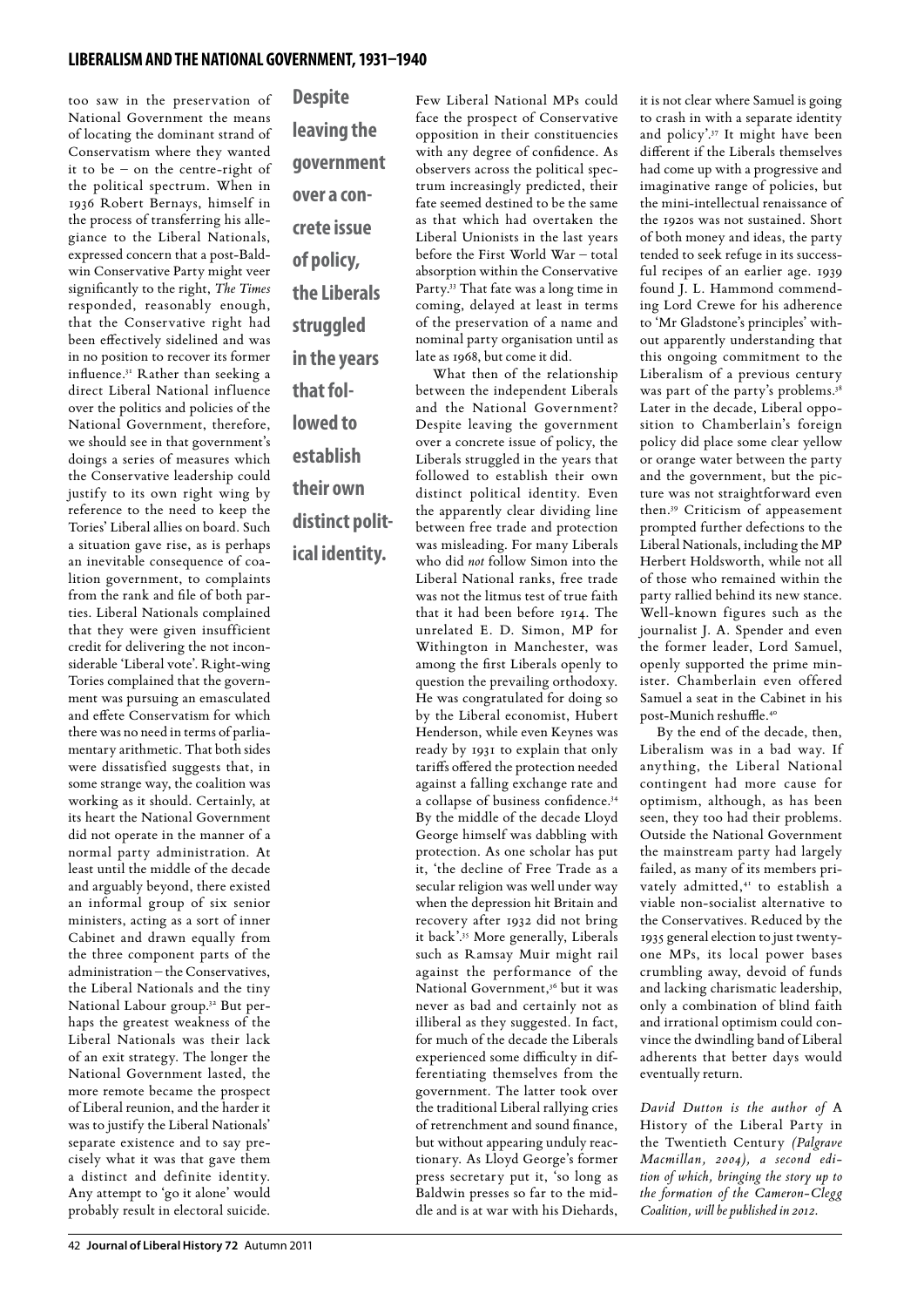too saw in the preservation of National Government the means of locating the dominant strand of Conservatism where they wanted it to be – on the centre-right of the political spectrum. When in 1936 Robert Bernays, himself in the process of transferring his allegiance to the Liberal Nationals, expressed concern that a post-Baldwin Conservative Party might veer significantly to the right, *The Times* responded, reasonably enough, that the Conservative right had been effectively sidelined and was in no position to recover its former influence.[31] Rather than seeking a direct Liberal National influence over the politics and policies of the National Government, therefore, we should see in that government's doings a series of measures which the Conservative leadership could justify to its own right wing by reference to the need to keep the Tories' Liberal allies on board. Such a situation gave rise, as is perhaps an inevitable consequence of coalition government, to complaints from the rank and file of both parties. Liberal Nationals complained that they were given insufficient credit for delivering the not inconsiderable 'Liberal vote'. Right-wing Tories complained that the government was pursuing an emasculated and effete Conservatism for which there was no need in terms of parliamentary arithmetic. That both sides were dissatisfied suggests that, in some strange way, the coalition was working as it should. Certainly, at its heart the National Government did not operate in the manner of a normal party administration. At least until the middle of the decade and arguably beyond, there existed an informal group of six senior ministers, acting as a sort of inner Cabinet and drawn equally from the three component parts of the administration – the Conservatives, the Liberal Nationals and the tiny National Labour group.[32] But perhaps the greatest weakness of the Liberal Nationals was their lack of an exit strategy. The longer the National Government lasted, the more remote became the prospect of Liberal reunion, and the harder it was to justify the Liberal Nationals' separate existence and to say precisely what it was that gave them a distinct and definite identity. Any attempt to 'go it alone' would probably result in electoral suicide. Few Liberal National MPs could face the prospect of Conservative opposition in their constituencies with any degree of confidence. As observers across the political spectrum increasingly predicted, their fate seemed destined to be the same as that which had overtaken the Liberal Unionists in the last years before the First World War – total absorption within the Conservative Party.[33] That fate was a long time in coming, delayed at least in terms of the preservation of a name and nominal party organisation until as late as 1968, but come it did.

**Despite leaving the government over a concrete issue of policy, the Liberals struggled in the years that followed to establish their own distinct political identity.**

What then of the relationship between the independent Liberals and the National Government? Despite leaving the government over a concrete issue of policy, the Liberals struggled in the years that followed to establish their own distinct political identity. Even the apparently clear dividing line between free trade and protection was misleading. For many Liberals who did *not* follow Simon into the Liberal National ranks, free trade was not the litmus test of true faith that it had been before 1914. The unrelated E. D. Simon, MP for Withington in Manchester, was among the first Liberals openly to question the prevailing orthodoxy. He was congratulated for doing so by the Liberal economist, Hubert Henderson, while even Keynes was ready by 1931 to explain that only tariffs offered the protection needed against a falling exchange rate and a collapse of business confidence.[34] By the middle of the decade Lloyd George himself was dabbling with protection. As one scholar has put it, 'the decline of Free Trade as a secular religion was well under way when the depression hit Britain and recovery after 1932 did not bring it back'.[35] More generally, Liberals such as Ramsay Muir might rail against the performance of the National Government,[36] but it was never as bad and certainly not as illiberal as they suggested. In fact, for much of the decade the Liberals experienced some difficulty in differentiating themselves from the government. The latter took over the traditional Liberal rallying cries of retrenchment and sound finance, but without appearing unduly reactionary. As Lloyd George's former press secretary put it, 'so long as Baldwin presses so far to the middle and is at war with his Diehards, it is not clear where Samuel is going to crash in with a separate identity and policy'.[37] It might have been different if the Liberals themselves had come up with a progressive and imaginative range of policies, but the mini-intellectual renaissance of the 1920s was not sustained. Short of both money and ideas, the party tended to seek refuge in its successful recipes of an earlier age. 1939 found J. L. Hammond commending Lord Crewe for his adherence to 'Mr Gladstone's principles' without apparently understanding that this ongoing commitment to the Liberalism of a previous century was part of the party's problems.[38] Later in the decade, Liberal opposition to Chamberlain's foreign policy did place some clear yellow or orange water between the party and the government, but the picture was not straightforward even then.[39] Criticism of appeasement prompted further defections to the Liberal Nationals, including the MP Herbert Holdsworth, while not all of those who remained within the party rallied behind its new stance. Well-known figures such as the journalist J. A. Spender and even the former leader, Lord Samuel, openly supported the prime minister. Chamberlain even offered Samuel a seat in the Cabinet in his post-Munich reshuffle.[40]

By the end of the decade, then, Liberalism was in a bad way. If anything, the Liberal National contingent had more cause for optimism, although, as has been seen, they too had their problems. Outside the National Government the mainstream party had largely failed, as many of its members privately admitted,[41] to establish a viable non-socialist alternative to the Conservatives. Reduced by the 1935 general election to just twenty-one MPs, its local power bases crumbling away, devoid of funds and lacking charismatic leadership, only a combination of blind faith and irrational optimism could convince the dwindling band of Liberal adherents that better days would eventually return.

*David Dutton is the author of* A History of the Liberal Party in the Twentieth Century *(Palgrave Macmillan, 2004), a second edition of which, bringing the story up to the formation of the Cameron-Clegg Coalition, will be published in 2012.*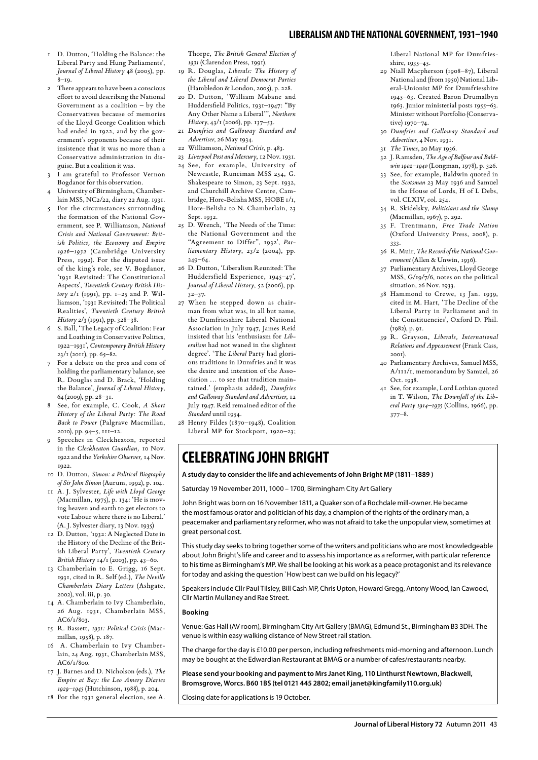1 D. Dutton, 'Holding the Balance: the Liberal Party and Hung Parliaments', *Journal of Liberal History* 48 (2005), pp. 8–19.

2 There appears to have been a conscious effort to avoid describing the National Government as a coalition – by the Conservatives because of memories of the Lloyd George Coalition which had ended in 1922, and by the government's opponents because of their insistence that it was no more than a Conservative administration in disguise. But a coalition it was.

3 I am grateful to Professor Vernon Bogdanor for this observation.

4 University of Birmingham, Chamberlain MSS, NC2/22, diary 22 Aug. 1931.

5 For the circumstances surrounding the formation of the National Government, see P. Williamson, *National Crisis and National Government: British Politics, the Economy and Empire 1926–1932* (Cambridge University Press, 1992). For the disputed issue of the king's role, see V. Bogdanor, '1931 Revisited: The Constitutional Aspects', *Twentieth Century British History* 2/1 (1991), pp. 1–25 and P. Williamson, '1931 Revisited: The Political Realities', *Twentieth Century British History* 2/3 (1991), pp. 328–38.

6 S. Ball, 'The Legacy of Coalition: Fear and Loathing in Conservative Politics, 1922–1931', *Contemporary British History* 23/1 (2011), pp. 65–82.

7 For a debate on the pros and cons of holding the parliamentary balance, see R. Douglas and D. Brack, 'Holding the Balance', *Journal of Liberal History*, 64 (2009), pp. 28–31.

8 See, for example, C. Cook, *A Short History of the Liberal Party: The Road Back to Power* (Palgrave Macmillan, 2010), pp. 94–5, 111–12.

9 Speeches in Cleckheaton, reported in the *Cleckheaton Guardian*, 10 Nov. 1922 and the *Yorkshire Observer*, 14 Nov. 1922.

10 D. Dutton, *Simon: a Political Biography of Sir John Simon* (Aurum, 1992), p. 104.

11 A. J. Sylvester, *Life with Lloyd George* (Macmillan, 1975), p. 134: 'He is moving heaven and earth to get electors to vote Labour where there is no Liberal.' (A. J. Sylvester diary, 13 Nov. 1935)

12 D. Dutton, '1932: A Neglected Date in the History of the Decline of the British Liberal Party', *Twentieth Century British History* 14/1 (2003), pp. 43–60.

13 Chamberlain to E. Grigg, 16 Sept. 1931, cited in R. Self (ed.), *The Neville Chamberlain Diary Letters* (Ashgate, 2002), vol. iii, p. 30.

14 A. Chamberlain to Ivy Chamberlain, 26 Aug. 1931, Chamberlain MSS, AC6/1/803.

15 R. Bassett, *1931: Political Crisis* (Macmillan, 1958), p. 187.

16 A. Chamberlain to Ivy Chamberlain, 24 Aug. 1931, Chamberlain MSS, AC6/1/800.

17 J. Barnes and D. Nicholson (eds.), *The Empire at Bay: the Leo Amery Diaries 1929–1945* (Hutchinson, 1988), p. 204.

18 For the 1931 general election, see A. Thorpe, *The British General Election of 1931* (Clarendon Press, 1991).

19 R. Douglas, *Liberals: The History of the Liberal and Liberal Democrat Parties* (Hambledon & London, 2005), p. 228.

20 D. Dutton, 'William Mabane and Huddersfield Politics, 1931–1947: "By Any Other Name a Liberal"', *Northern History*, 43/1 (2006), pp. 137–53.

21 *Dumfries and Galloway Standard and Advertiser*, 26 May 1934.

22 Williamson, *National Crisis*, p. 483.

23 *Liverpool Post and Mercury*, 12 Nov. 1931.

24 See, for example, University of Newcastle, Runciman MSS 254, G. Shakespeare to Simon, 23 Sept. 1932, and Churchill Archive Centre, Cambridge, Hore-Belisha MSS, HOBE 1/1, Hore-Belisha to N. Chamberlain, 23 Sept. 1932.

25 D. Wrench, 'The Needs of the Time: the National Government and the "Agreement to Differ", 1932', *Parliamentary History*, 23/2 (2004), pp. 249–64.

26 D. Dutton, 'Liberalism Reunited: The Huddersfield Experience, 1945–47', *Journal of Liberal History*, 52 (2006), pp. 32–37.

27 When he stepped down as chairman from what was, in all but name, the Dumfriesshire Liberal National Association in July 1947, James Reid insisted that his 'enthusiasm for *Liberalism* had not waned in the slightest degree'. 'The *Liberal* Party had glorious traditions in Dumfries and it was the desire and intention of the Association … to see that tradition maintained.' (emphasis added), *Dumfries and Galloway Standard and Advertiser*, 12 July 1947. Reid remained editor of the *Standard* until 1954.

28 Henry Fildes (1870–1948), Coalition Liberal MP for Stockport, 1920–23; Liberal National MP for Dumfriesshire, 1935–45.

29 Niall Macpherson (1908–87), Liberal National and (from 1950) National Liberal-Unionist MP for Dumfriesshire 1945–63. Created Baron Drumalbyn 1963. Junior ministerial posts 1955–63. Minister without Portfolio (Conservative) 1970–74.

30 *Dumfries and Galloway Standard and Advertiser*, 4 Nov. 1931.

31 *The Times*, 20 May 1936.

32 J. Ramsden, *The Age of Balfour and Baldwin 1902–1940* (Longman, 1978), p. 326.

33 See, for example, Baldwin quoted in the *Scotsman* 23 May 1936 and Samuel in the House of Lords, H of L Debs, vol. CLXIV, col. 254.

34 R. Skidelsky, *Politicians and the Slump* (Macmillan, 1967), p. 292.

35 F. Trentmann, *Free Trade Nation* (Oxford University Press, 2008), p. 333.

36 R. Muir, *The Record of the National Government* (Allen & Unwin, 1936).

37 Parliamentary Archives, Lloyd George MSS, G/19/7/6, notes on the political situation, 26 Nov. 1933.

38 Hammond to Crewe, 13 Jan. 1939, cited in M. Hart, 'The Decline of the Liberal Party in Parliament and in the Constituencies', Oxford D. Phil. (1982), p. 91.

39 R. Grayson, *Liberals, International Relations and Appeasement* (Frank Cass, 2001).

40 Parliamentary Archives, Samuel MSS, A/111/1, memorandum by Samuel, 26 Oct. 1938.

41 See, for example, Lord Lothian quoted in T. Wilson, *The Downfall of the Liberal Party 1914–1935* (Collins, 1966), pp. 377–8.

# CELEBRATING JOHN BRIGHT

**A study day to consider the life and achievements of John Bright MP (1811–1889 )**

Saturday 19 November 2011, 1000 – 1700, Birmingham City Art Gallery

John Bright was born on 16 November 1811, a Quaker son of a Rochdale mill-owner. He became the most famous orator and politician of his day, a champion of the rights of the ordinary man, a peacemaker and parliamentary reformer, who was not afraid to take the unpopular view, sometimes at great personal cost.

This study day seeks to bring together some of the writers and politicians who are most knowledgeable about John Bright's life and career and to assess his importance as a reformer, with particular reference to his time as Birmingham's MP. We shall be looking at his work as a peace protagonist and its relevance for today and asking the question `How best can we build on his legacy?'

Speakers include Cllr Paul Tilsley, Bill Cash MP, Chris Upton, Howard Gregg, Antony Wood, Ian Cawood, Cllr Martin Mullaney and Rae Street.

**Booking**

Venue: Gas Hall (AV room), Birmingham City Art Gallery (BMAG), Edmund St., Birmingham B3 3DH. The venue is within easy walking distance of New Street rail station.

The charge for the day is £10.00 per person, including refreshments mid-morning and afternoon. Lunch may be bought at the Edwardian Restaurant at BMAG or a number of cafes/restaurants nearby.

**Please send your booking and payment to Mrs Janet King, 110 Linthurst Newtown, Blackwell, Bromsgrove, Worcs. B60 1BS (tel 0121 445 2802; email janet@kingfamily110.org.uk)**

Closing date for applications is 19 October.